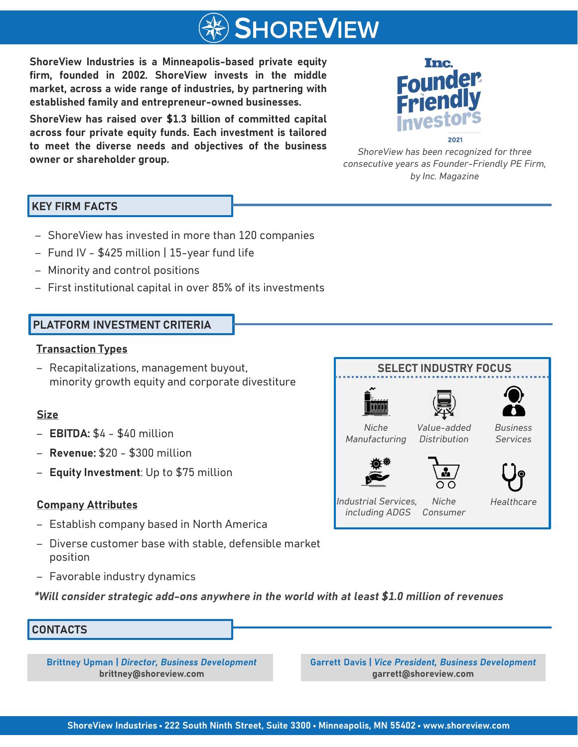# ShoreView

**ShoreView Industries is a Minneapolis-based private equity firm, founded in 2002. ShoreView invests in the middle market, across a wide range of industries, by partnering with established family and entrepreneur-owned businesses.**

**ShoreView has raised over $1.3 billion of committed capital across four private equity funds. Each investment is tailored to meet the diverse needs and objectives of the business owner or shareholder group.**

Inc. Founder Friendly Investors 2021

*ShoreView has been recognized for three consecutive years as Founder-Friendly PE Firm, by Inc. Magazine*

## KEY FIRM FACTS

- ShoreView has invested in more than 120 companies
- Fund IV - $425 million | 15-year fund life
- Minority and control positions
- First institutional capital in over 85% of its investments

## PLATFORM INVESTMENT CRITERIA

### Transaction Types

- Recapitalizations, management buyout, minority growth equity and corporate divestiture

### Size

- **EBITDA:** $4 - $40 million
- **Revenue:** $20 - $300 million
- **Equity Investment**: Up to $75 million

### Company Attributes

- Establish company based in North America
- Diverse customer base with stable, defensible market position
- Favorable industry dynamics

***Will consider strategic add-ons anywhere in the world with at least $1.0 million of revenues**

### SELECT INDUSTRY FOCUS

- *Niche Manufacturing*
- *Value-added Distribution*
- *Business Services*
- *Industrial Services, including ADGS*
- *Niche Consumer*
- *Healthcare*

## CONTACTS

**Brittney Upman | *Director, Business Development***
**brittney@shoreview.com**

**Garrett Davis | *Vice President, Business Development***
**garrett@shoreview.com**

**ShoreView Industries • 222 South Ninth Street, Suite 3300 • Minneapolis, MN 55402 • www.shoreview.com**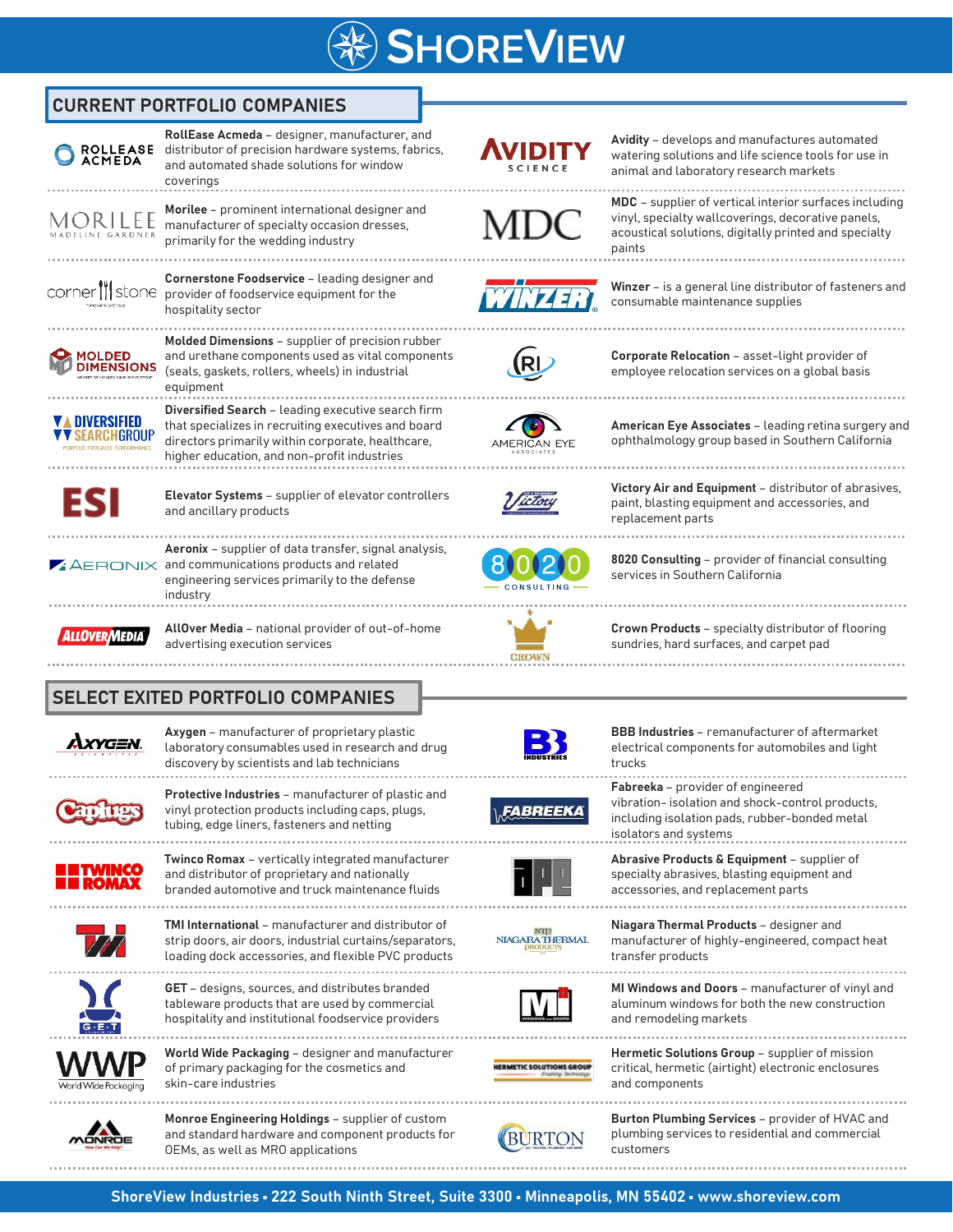# SHOREVIEW

## CURRENT PORTFOLIO COMPANIES

**RollEase Acmeda** – designer, manufacturer, and distributor of precision hardware systems, fabrics, and automated shade solutions for window coverings

**Avidity** – develops and manufactures automated watering solutions and life science tools for use in animal and laboratory research markets

**Morilee** – prominent international designer and manufacturer of specialty occasion dresses, primarily for the wedding industry

**MDC** – supplier of vertical interior surfaces including vinyl, specialty wallcoverings, decorative panels, acoustical solutions, digitally printed and specialty paints

**Cornerstone Foodservice** – leading designer and provider of foodservice equipment for the hospitality sector

**Winzer** – is a general line distributor of fasteners and consumable maintenance supplies

**Molded Dimensions** – supplier of precision rubber and urethane components used as vital components (seals, gaskets, rollers, wheels) in industrial equipment

**Corporate Relocation** – asset-light provider of employee relocation services on a global basis

**Diversified Search** – leading executive search firm that specializes in recruiting executives and board directors primarily within corporate, healthcare, higher education, and non-profit industries

**American Eye Associates** – leading retina surgery and ophthalmology group based in Southern California

**Elevator Systems** – supplier of elevator controllers and ancillary products

**Victory Air and Equipment** – distributor of abrasives, paint, blasting equipment and accessories, and replacement parts

**Aeronix** – supplier of data transfer, signal analysis, and communications products and related engineering services primarily to the defense industry

**8020 Consulting** – provider of financial consulting services in Southern California

**AllOver Media** – national provider of out-of-home advertising execution services

**Crown Products** – specialty distributor of flooring sundries, hard surfaces, and carpet pad

## SELECT EXITED PORTFOLIO COMPANIES

**Axygen** – manufacturer of proprietary plastic laboratory consumables used in research and drug discovery by scientists and lab technicians

**BBB Industries** – remanufacturer of aftermarket electrical components for automobiles and light trucks

**Protective Industries** – manufacturer of plastic and vinyl protection products including caps, plugs, tubing, edge liners, fasteners and netting

**Fabreeka** – provider of engineered vibration- isolation and shock-control products, including isolation pads, rubber-bonded metal isolators and systems

**Twinco Romax** – vertically integrated manufacturer and distributor of proprietary and nationally branded automotive and truck maintenance fluids

**Abrasive Products & Equipment** – supplier of specialty abrasives, blasting equipment and accessories, and replacement parts

**TMI International** – manufacturer and distributor of strip doors, air doors, industrial curtains/separators, loading dock accessories, and flexible PVC products

**Niagara Thermal Products** – designer and manufacturer of highly-engineered, compact heat transfer products

**GET** – designs, sources, and distributes branded tableware products that are used by commercial hospitality and institutional foodservice providers

**MI Windows and Doors** – manufacturer of vinyl and aluminum windows for both the new construction and remodeling markets

**World Wide Packaging** – designer and manufacturer of primary packaging for the cosmetics and skin-care industries

**Hermetic Solutions Group** – supplier of mission critical, hermetic (airtight) electronic enclosures and components

**Monroe Engineering Holdings** – supplier of custom and standard hardware and component products for OEMs, as well as MRO applications

**Burton Plumbing Services** – provider of HVAC and plumbing services to residential and commercial customers

ShoreView Industries • 222 South Ninth Street, Suite 3300 • Minneapolis, MN 55402 • www.shoreview.com